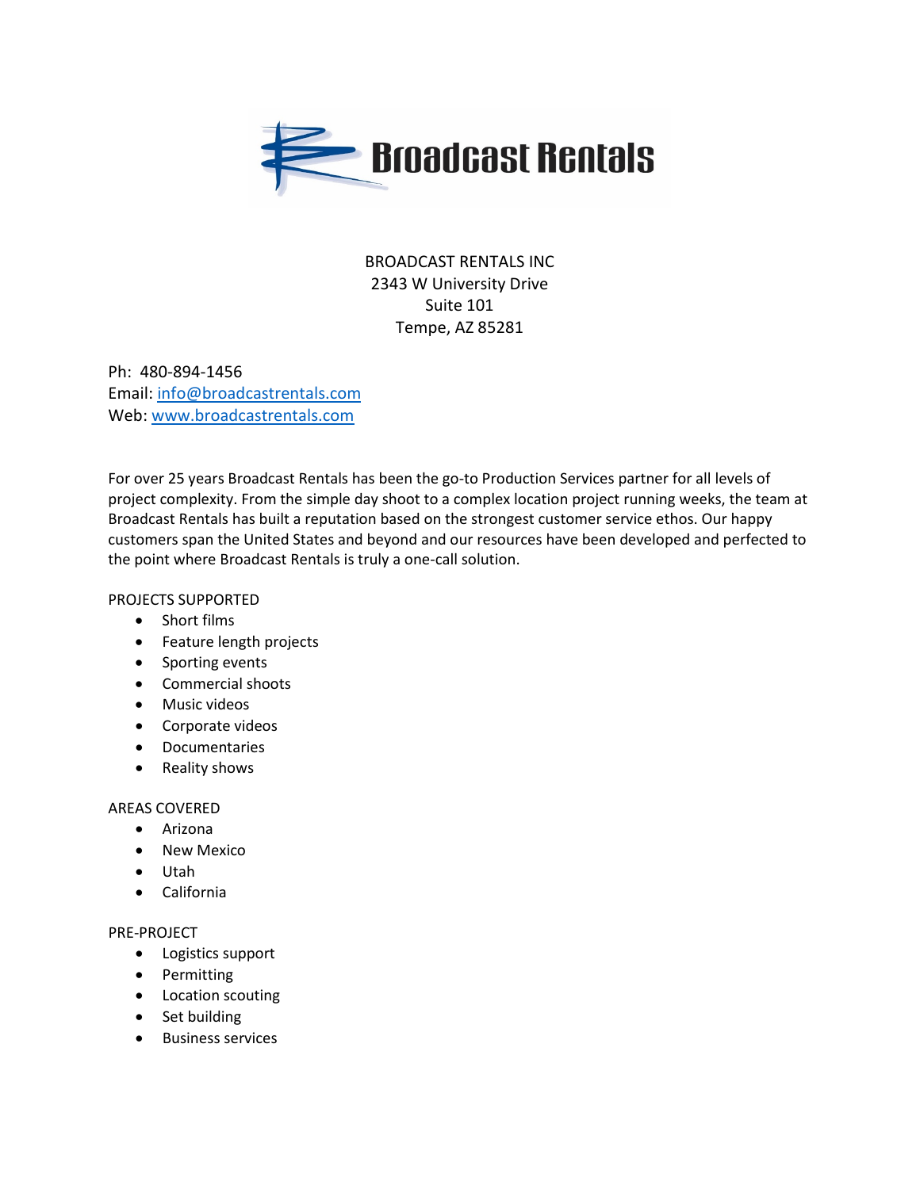# Broadcast Rentals

BROADCAST RENTALS INC
2343 W University Drive
Suite 101
Tempe, AZ 85281

Ph: 480-894-1456
Email: info@broadcastrentals.com
Web: www.broadcastrentals.com

For over 25 years Broadcast Rentals has been the go-to Production Services partner for all levels of project complexity. From the simple day shoot to a complex location project running weeks, the team at Broadcast Rentals has built a reputation based on the strongest customer service ethos. Our happy customers span the United States and beyond and our resources have been developed and perfected to the point where Broadcast Rentals is truly a one-call solution.

PROJECTS SUPPORTED

- Short films
- Feature length projects
- Sporting events
- Commercial shoots
- Music videos
- Corporate videos
- Documentaries
- Reality shows

AREAS COVERED

- Arizona
- New Mexico
- Utah
- California

PRE-PROJECT

- Logistics support
- Permitting
- Location scouting
- Set building
- Business services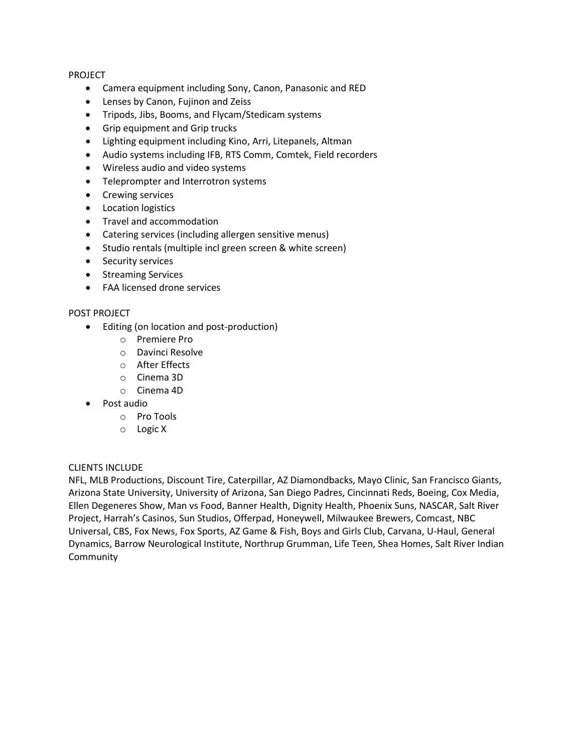PROJECT

- Camera equipment including Sony, Canon, Panasonic and RED
- Lenses by Canon, Fujinon and Zeiss
- Tripods, Jibs, Booms, and Flycam/Stedicam systems
- Grip equipment and Grip trucks
- Lighting equipment including Kino, Arri, Litepanels, Altman
- Audio systems including IFB, RTS Comm, Comtek, Field recorders
- Wireless audio and video systems
- Teleprompter and Interrotron systems
- Crewing services
- Location logistics
- Travel and accommodation
- Catering services (including allergen sensitive menus)
- Studio rentals (multiple incl green screen & white screen)
- Security services
- Streaming Services
- FAA licensed drone services

POST PROJECT

- Editing (on location and post-production)
  - Premiere Pro
  - Davinci Resolve
  - After Effects
  - Cinema 3D
  - Cinema 4D
- Post audio
  - Pro Tools
  - Logic X

CLIENTS INCLUDE

NFL, MLB Productions, Discount Tire, Caterpillar, AZ Diamondbacks, Mayo Clinic, San Francisco Giants, Arizona State University, University of Arizona, San Diego Padres, Cincinnati Reds, Boeing, Cox Media, Ellen Degeneres Show, Man vs Food, Banner Health, Dignity Health, Phoenix Suns, NASCAR, Salt River Project, Harrah's Casinos, Sun Studios, Offerpad, Honeywell, Milwaukee Brewers, Comcast, NBC Universal, CBS, Fox News, Fox Sports, AZ Game & Fish, Boys and Girls Club, Carvana, U-Haul, General Dynamics, Barrow Neurological Institute, Northrup Grumman, Life Teen, Shea Homes, Salt River Indian Community